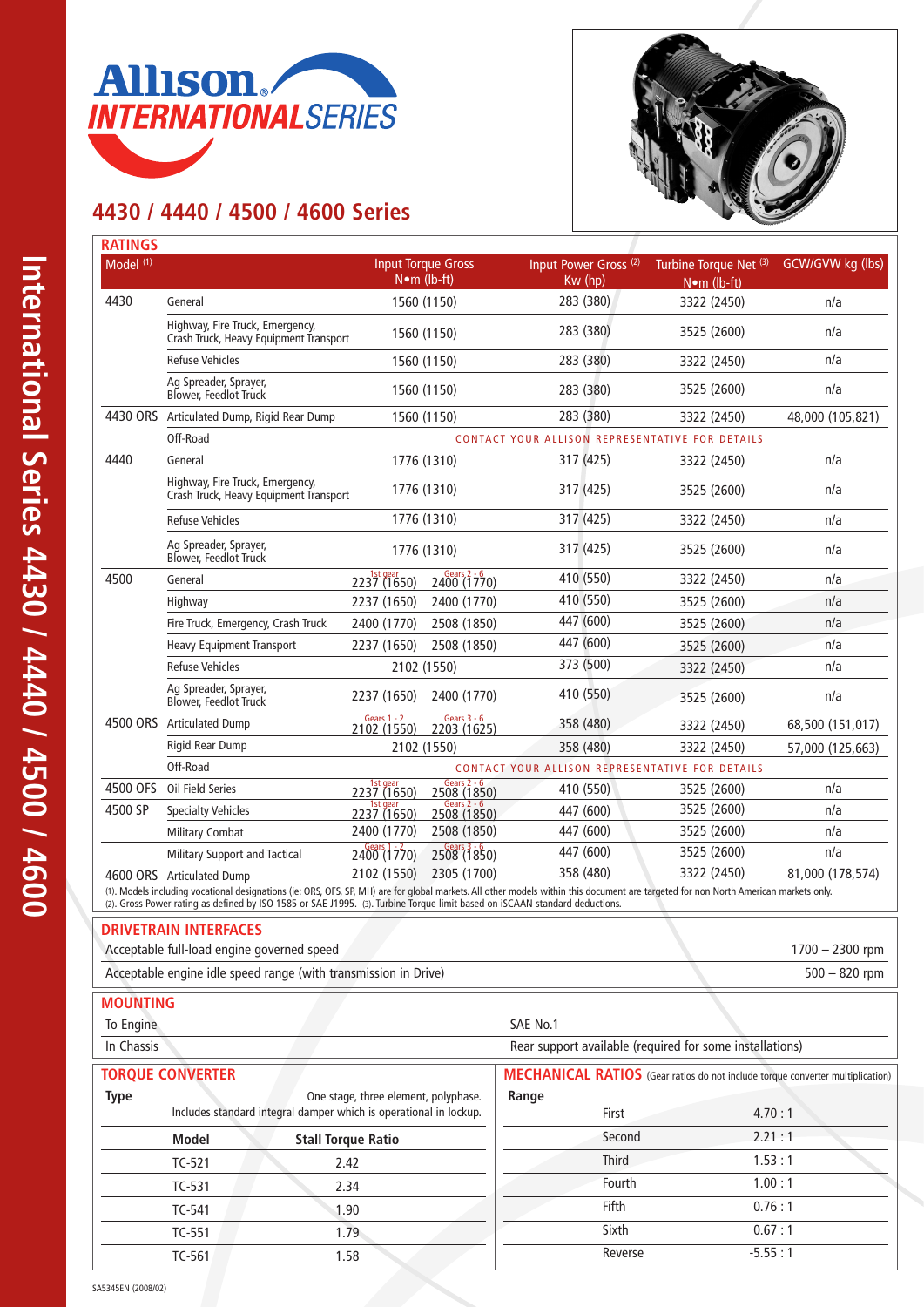# Allison INTERNATIONAL SERIES

## 4430 / 4440 / 4500 / 4600 Series

### RATINGS

| Model [1] | | Input Torque Gross N•m (lb-ft) | | Input Power Gross [2] Kw (hp) | Turbine Torque Net [3] N•m (lb-ft) | GCW/GVW kg (lbs) |
|---|---|---|---|---|---|---|
| 4430 | General | 1560 (1150) | | 283 (380) | 3322 (2450) | n/a |
| | Highway, Fire Truck, Emergency, Crash Truck, Heavy Equipment Transport | 1560 (1150) | | 283 (380) | 3525 (2600) | n/a |
| | Refuse Vehicles | 1560 (1150) | | 283 (380) | 3322 (2450) | n/a |
| | Ag Spreader, Sprayer, Blower, Feedlot Truck | 1560 (1150) | | 283 (380) | 3525 (2600) | n/a |
| 4430 ORS | Articulated Dump, Rigid Rear Dump | 1560 (1150) | | 283 (380) | 3322 (2450) | 48,000 (105,821) |
| | Off-Road | CONTACT YOUR ALLISON REPRESENTATIVE FOR DETAILS | | | | |
| 4440 | General | 1776 (1310) | | 317 (425) | 3322 (2450) | n/a |
| | Highway, Fire Truck, Emergency, Crash Truck, Heavy Equipment Transport | 1776 (1310) | | 317 (425) | 3525 (2600) | n/a |
| | Refuse Vehicles | 1776 (1310) | | 317 (425) | 3322 (2450) | n/a |
| | Ag Spreader, Sprayer, Blower, Feedlot Truck | 1776 (1310) | | 317 (425) | 3525 (2600) | n/a |
| 4500 | General | 1st gear 2237 (1650) | Gears 2 - 6 2400 (1770) | 410 (550) | 3322 (2450) | n/a |
| | Highway | 2237 (1650) | 2400 (1770) | 410 (550) | 3525 (2600) | n/a |
| | Fire Truck, Emergency, Crash Truck | 2400 (1770) | 2508 (1850) | 447 (600) | 3525 (2600) | n/a |
| | Heavy Equipment Transport | 2237 (1650) | 2508 (1850) | 447 (600) | 3525 (2600) | n/a |
| | Refuse Vehicles | 2102 (1550) | | 373 (500) | 3322 (2450) | n/a |
| | Ag Spreader, Sprayer, Blower, Feedlot Truck | 2237 (1650) | 2400 (1770) | 410 (550) | 3525 (2600) | n/a |
| 4500 ORS | Articulated Dump | Gears 1 - 2 2102 (1550) | Gears 3 - 6 2203 (1625) | 358 (480) | 3322 (2450) | 68,500 (151,017) |
| | Rigid Rear Dump | 2102 (1550) | | 358 (480) | 3322 (2450) | 57,000 (125,663) |
| | Off-Road | CONTACT YOUR ALLISON REPRESENTATIVE FOR DETAILS | | | | |
| 4500 OFS | Oil Field Series | 1st gear 2237 (1650) | Gears 2 - 6 2508 (1850) | 410 (550) | 3525 (2600) | n/a |
| 4500 SP | Specialty Vehicles | 1st gear 2237 (1650) | Gears 2 - 6 2508 (1850) | 447 (600) | 3525 (2600) | n/a |
| | Military Combat | 2400 (1770) | 2508 (1850) | 447 (600) | 3525 (2600) | n/a |
| | Military Support and Tactical | Gears 1 - 2 2400 (1770) | Gears 3 - 6 2508 (1850) | 447 (600) | 3525 (2600) | n/a |
| 4600 ORS | Articulated Dump | 2102 (1550) | 2305 (1700) | 358 (480) | 3322 (2450) | 81,000 (178,574) |

(1). Models including vocational designations (ie: ORS, OFS, SP, MH) are for global markets. All other models within this document are targeted for non North American markets only.
(2). Gross Power rating as defined by ISO 1585 or SAE J1995. (3). Turbine Torque limit based on iSCAAN standard deductions.

### DRIVETRAIN INTERFACES

| | |
|---|---|
| Acceptable full-load engine governed speed | 1700 – 2300 rpm |
| Acceptable engine idle speed range (with transmission in Drive) | 500 – 820 rpm |

### MOUNTING

| | |
|---|---|
| To Engine | SAE No.1 |
| In Chassis | Rear support available (required for some installations) |

### TORQUE CONVERTER

**Type** One stage, three element, polyphase. Includes standard integral damper which is operational in lockup.

| Model | Stall Torque Ratio |
|---|---|
| TC-521 | 2.42 |
| TC-531 | 2.34 |
| TC-541 | 1.90 |
| TC-551 | 1.79 |
| TC-561 | 1.58 |

### MECHANICAL RATIOS (Gear ratios do not include torque converter multiplication)

**Range**

| | |
|---|---|
| First | 4.70 : 1 |
| Second | 2.21 : 1 |
| Third | 1.53 : 1 |
| Fourth | 1.00 : 1 |
| Fifth | 0.76 : 1 |
| Sixth | 0.67 : 1 |
| Reverse | -5.55 : 1 |

SA5345EN (2008/02)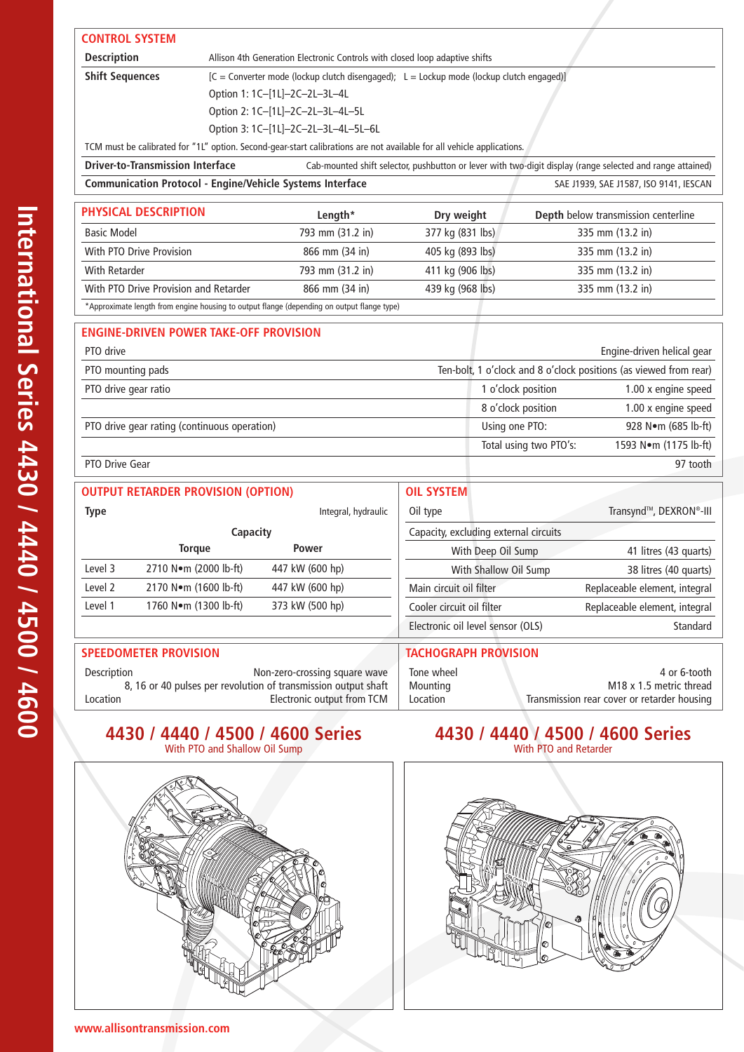## CONTROL SYSTEM

| | |
|---|---|
| **Description** | Allison 4th Generation Electronic Controls with closed loop adaptive shifts |
| **Shift Sequences** | [C = Converter mode (lockup clutch disengaged); L = Lockup mode (lockup clutch engaged)] |
| | Option 1: 1C–[1L]–2C–2L–3L–4L |
| | Option 2: 1C–[1L]–2C–2L–3L–4L–5L |
| | Option 3: 1C–[1L]–2C–2L–3L–4L–5L–6L |

TCM must be calibrated for "1L" option. Second-gear-start calibrations are not available for all vehicle applications.

| | |
|---|---|
| **Driver-to-Transmission Interface** | Cab-mounted shift selector, pushbutton or lever with two-digit display (range selected and range attained) |
| **Communication Protocol - Engine/Vehicle Systems Interface** | SAE J1939, SAE J1587, ISO 9141, IESCAN |

## PHYSICAL DESCRIPTION

| | Length* | Dry weight | Depth below transmission centerline |
|---|---|---|---|
| Basic Model | 793 mm (31.2 in) | 377 kg (831 lbs) | 335 mm (13.2 in) |
| With PTO Drive Provision | 866 mm (34 in) | 405 kg (893 lbs) | 335 mm (13.2 in) |
| With Retarder | 793 mm (31.2 in) | 411 kg (906 lbs) | 335 mm (13.2 in) |
| With PTO Drive Provision and Retarder | 866 mm (34 in) | 439 kg (968 lbs) | 335 mm (13.2 in) |

*Approximate length from engine housing to output flange (depending on output flange type)

## ENGINE-DRIVEN POWER TAKE-OFF PROVISION

| | | |
|---|---|---|
| PTO drive | | Engine-driven helical gear |
| PTO mounting pads | | Ten-bolt, 1 o'clock and 8 o'clock positions (as viewed from rear) |
| PTO drive gear ratio | 1 o'clock position | 1.00 x engine speed |
| | 8 o'clock position | 1.00 x engine speed |
| PTO drive gear rating (continuous operation) | Using one PTO: | 928 N•m (685 lb-ft) |
| | Total using two PTO's: | 1593 N•m (1175 lb-ft) |
| PTO Drive Gear | | 97 tooth |

## OUTPUT RETARDER PROVISION (OPTION)

**Type**: Integral, hydraulic

| | Capacity | |
|---|---|---|
| | Torque | Power |
| Level 3 | 2710 N•m (2000 lb-ft) | 447 kW (600 hp) |
| Level 2 | 2170 N•m (1600 lb-ft) | 447 kW (600 hp) |
| Level 1 | 1760 N•m (1300 lb-ft) | 373 kW (500 hp) |

## OIL SYSTEM

| | |
|---|---|
| Oil type | Transynd™, DEXRON®-III |
| Capacity, excluding external circuits | |
| With Deep Oil Sump | 41 litres (43 quarts) |
| With Shallow Oil Sump | 38 litres (40 quarts) |
| Main circuit oil filter | Replaceable element, integral |
| Cooler circuit oil filter | Replaceable element, integral |
| Electronic oil level sensor (OLS) | Standard |

## SPEEDOMETER PROVISION

| | |
|---|---|
| Description | Non-zero-crossing square wave |
| | 8, 16 or 40 pulses per revolution of transmission output shaft |
| Location | Electronic output from TCM |

## TACHOGRAPH PROVISION

| | |
|---|---|
| Tone wheel | 4 or 6-tooth |
| Mounting | M18 x 1.5 metric thread |
| Location | Transmission rear cover or retarder housing |

## 4430 / 4440 / 4500 / 4600 Series

With PTO and Shallow Oil Sump

## 4430 / 4440 / 4500 / 4600 Series

With PTO and Retarder

www.allisontransmission.com